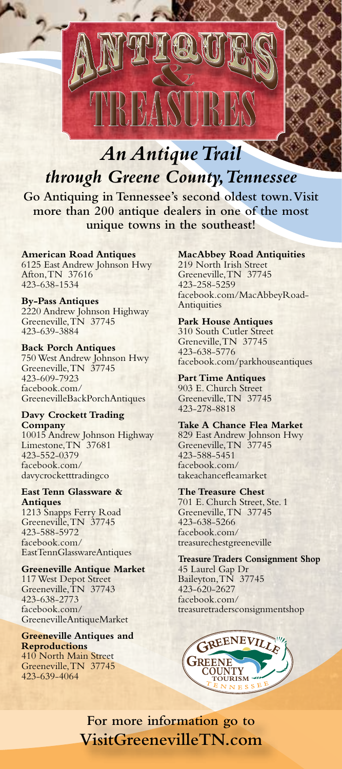# ANTIQUES & TREASURES

## *An Antique Trail through Greene County, Tennessee*

**Go Antiquing in Tennessee's second oldest town. Visit more than 200 antique dealers in one of the most unique towns in the southeast!**

**American Road Antiques**
6125 East Andrew Johnson Hwy
Afton, TN 37616
423-638-1534

**By-Pass Antiques**
2220 Andrew Johnson Highway
Greeneville, TN 37745
423-639-3884

**Back Porch Antiques**
750 West Andrew Johnson Hwy
Greeneville, TN 37745
423-609-7923
facebook.com/GreenevilleBackPorchAntiques

**Davy Crockett Trading Company**
10015 Andrew Johnson Highway
Limestone, TN 37681
423-552-0379
facebook.com/davycrocketttradingco

**East Tenn Glassware & Antiques**
1213 Snapps Ferry Road
Greeneville, TN 37745
423-588-5972
facebook.com/EastTennGlasswareAntiques

**Greeneville Antique Market**
117 West Depot Street
Greeneville, TN 37743
423-638-2773
facebook.com/GreenevilleAntiqueMarket

**Greeneville Antiques and Reproductions**
410 North Main Street
Greeneville, TN 37745
423-639-4064

**MacAbbey Road Antiquities**
219 North Irish Street
Greeneville, TN 37745
423-258-5259
facebook.com/MacAbbeyRoad-Antiquities

**Park House Antiques**
310 South Cutler Street
Greneville, TN 37745
423-638-5776
facebook.com/parkhouseantiques

**Part Time Antiques**
903 E. Church Street
Greeneville, TN 37745
423-278-8818

**Take A Chance Flea Market**
829 East Andrew Johnson Hwy
Greeneville, TN 37745
423-588-5451
facebook.com/takeachancefleamarket

**The Treasure Chest**
701 E. Church Street, Ste. 1
Greeneville, TN 37745
423-638-5266
facebook.com/treasurechestgreeneville

**Treasure Traders Consignment Shop**
45 Laurel Gap Dr
Baileyton, TN 37745
423-620-2627
facebook.com/treasuretradersconsignmentshop

GREENEVILLE GREENE COUNTY TOURISM TENNESSEE

**For more information go to VisitGreenevilleTN.com**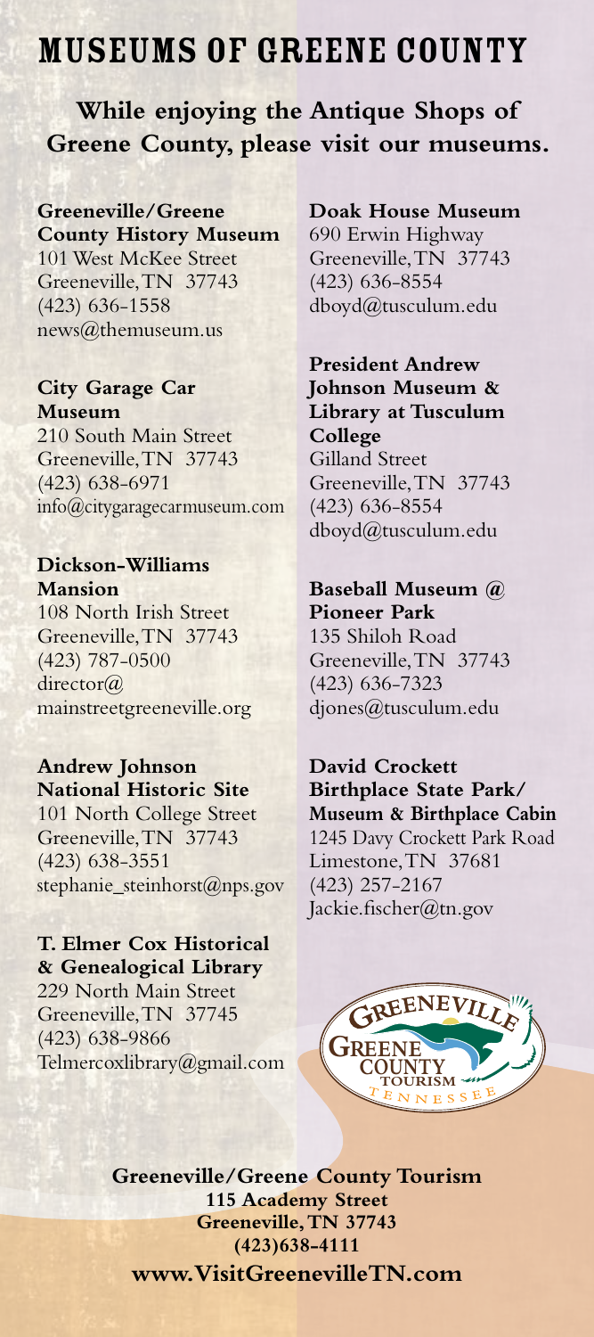# MUSEUMS OF GREENE COUNTY

## While enjoying the Antique Shops of Greene County, please visit our museums.

**Greeneville/Greene County History Museum**
101 West McKee Street
Greeneville, TN 37743
(423) 636-1558
news@themuseum.us

**City Garage Car Museum**
210 South Main Street
Greeneville, TN 37743
(423) 638-6971
info@citygaragecarmuseum.com

**Dickson-Williams Mansion**
108 North Irish Street
Greeneville, TN 37743
(423) 787-0500
director@mainstreetgreeneville.org

**Andrew Johnson National Historic Site**
101 North College Street
Greeneville, TN 37743
(423) 638-3551
stephanie_steinhorst@nps.gov

**T. Elmer Cox Historical & Genealogical Library**
229 North Main Street
Greeneville, TN 37745
(423) 638-9866
Telmercoxlibrary@gmail.com

**Doak House Museum**
690 Erwin Highway
Greeneville, TN 37743
(423) 636-8554
dboyd@tusculum.edu

**President Andrew Johnson Museum & Library at Tusculum College**
Gilland Street
Greeneville, TN 37743
(423) 636-8554
dboyd@tusculum.edu

**Baseball Museum @ Pioneer Park**
135 Shiloh Road
Greeneville, TN 37743
(423) 636-7323
djones@tusculum.edu

**David Crockett Birthplace State Park/ Museum & Birthplace Cabin**
1245 Davy Crockett Park Road
Limestone, TN 37681
(423) 257-2167
Jackie.fischer@tn.gov

GREENEVILLE GREENE COUNTY TOURISM TENNESSEE

**Greeneville/Greene County Tourism**
**115 Academy Street**
**Greeneville, TN 37743**
**(423)638-4111**
**www.VisitGreenevilleTN.com**